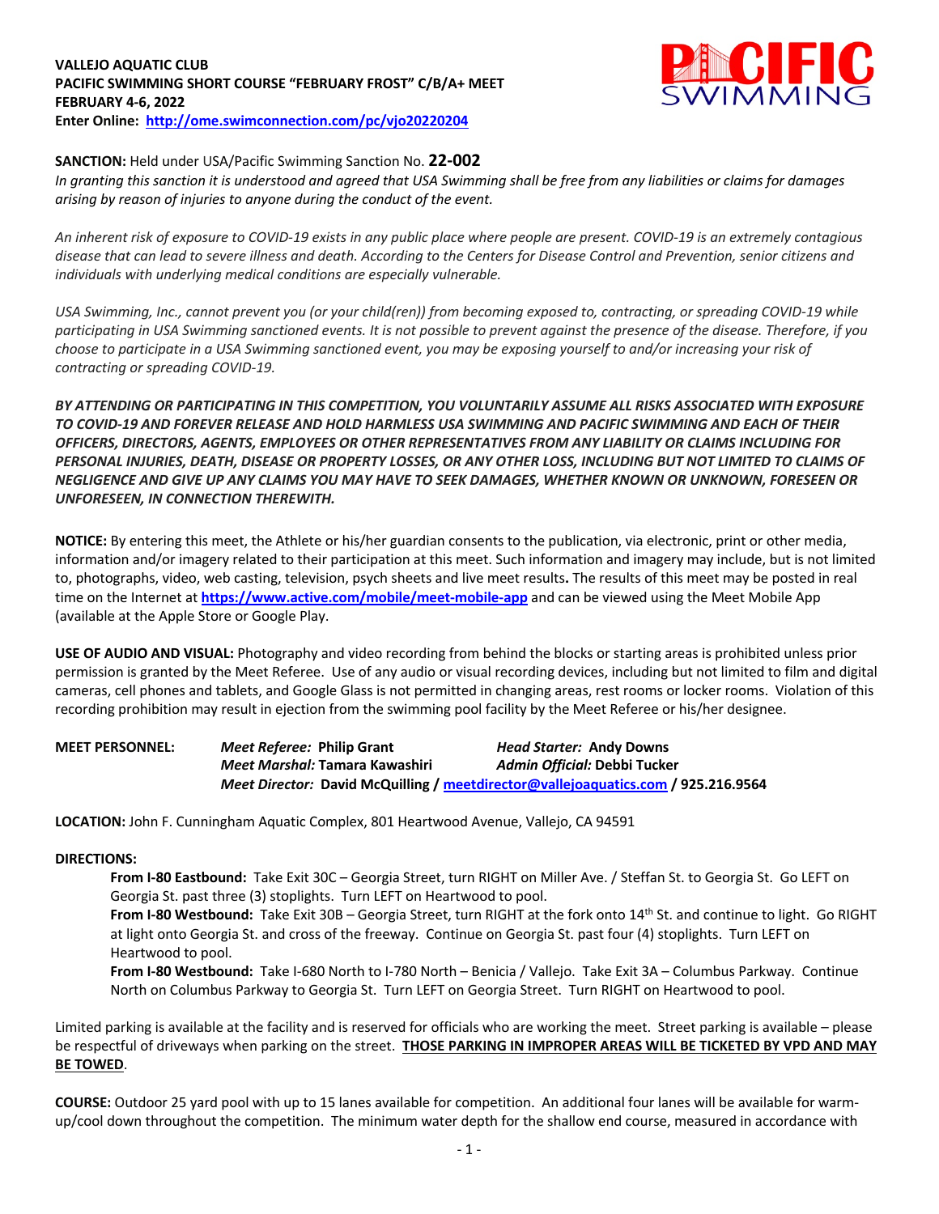**VALLEJO AQUATIC CLUB**
**PACIFIC SWIMMING SHORT COURSE "FEBRUARY FROST" C/B/A+ MEET**
**FEBRUARY 4-6, 2022**
**Enter Online: http://ome.swimconnection.com/pc/vjo20220204**

**SANCTION:** Held under USA/Pacific Swimming Sanction No. **22-002**
*In granting this sanction it is understood and agreed that USA Swimming shall be free from any liabilities or claims for damages arising by reason of injuries to anyone during the conduct of the event.*

*An inherent risk of exposure to COVID-19 exists in any public place where people are present. COVID-19 is an extremely contagious disease that can lead to severe illness and death. According to the Centers for Disease Control and Prevention, senior citizens and individuals with underlying medical conditions are especially vulnerable.*

*USA Swimming, Inc., cannot prevent you (or your child(ren)) from becoming exposed to, contracting, or spreading COVID-19 while participating in USA Swimming sanctioned events. It is not possible to prevent against the presence of the disease. Therefore, if you choose to participate in a USA Swimming sanctioned event, you may be exposing yourself to and/or increasing your risk of contracting or spreading COVID-19.*

***BY ATTENDING OR PARTICIPATING IN THIS COMPETITION, YOU VOLUNTARILY ASSUME ALL RISKS ASSOCIATED WITH EXPOSURE TO COVID-19 AND FOREVER RELEASE AND HOLD HARMLESS USA SWIMMING AND PACIFIC SWIMMING AND EACH OF THEIR OFFICERS, DIRECTORS, AGENTS, EMPLOYEES OR OTHER REPRESENTATIVES FROM ANY LIABILITY OR CLAIMS INCLUDING FOR PERSONAL INJURIES, DEATH, DISEASE OR PROPERTY LOSSES, OR ANY OTHER LOSS, INCLUDING BUT NOT LIMITED TO CLAIMS OF NEGLIGENCE AND GIVE UP ANY CLAIMS YOU MAY HAVE TO SEEK DAMAGES, WHETHER KNOWN OR UNKNOWN, FORESEEN OR UNFORESEEN, IN CONNECTION THEREWITH.***

**NOTICE:** By entering this meet, the Athlete or his/her guardian consents to the publication, via electronic, print or other media, information and/or imagery related to their participation at this meet. Such information and imagery may include, but is not limited to, photographs, video, web casting, television, psych sheets and live meet results**.** The results of this meet may be posted in real time on the Internet at **https://www.active.com/mobile/meet-mobile-app** and can be viewed using the Meet Mobile App (available at the Apple Store or Google Play.

**USE OF AUDIO AND VISUAL:** Photography and video recording from behind the blocks or starting areas is prohibited unless prior permission is granted by the Meet Referee. Use of any audio or visual recording devices, including but not limited to film and digital cameras, cell phones and tablets, and Google Glass is not permitted in changing areas, rest rooms or locker rooms. Violation of this recording prohibition may result in ejection from the swimming pool facility by the Meet Referee or his/her designee.

**MEET PERSONNEL:**
***Meet Referee:* Philip Grant** — ***Head Starter:* Andy Downs**
***Meet Marshal:* Tamara Kawashiri** — ***Admin Official:* Debbi Tucker**
***Meet Director:* David McQuilling / meetdirector@vallejoaquatics.com / 925.216.9564**

**LOCATION:** John F. Cunningham Aquatic Complex, 801 Heartwood Avenue, Vallejo, CA 94591

**DIRECTIONS:**

**From I-80 Eastbound:** Take Exit 30C – Georgia Street, turn RIGHT on Miller Ave. / Steffan St. to Georgia St. Go LEFT on Georgia St. past three (3) stoplights. Turn LEFT on Heartwood to pool.

**From I-80 Westbound:** Take Exit 30B – Georgia Street, turn RIGHT at the fork onto 14th St. and continue to light. Go RIGHT at light onto Georgia St. and cross of the freeway. Continue on Georgia St. past four (4) stoplights. Turn LEFT on Heartwood to pool.

**From I-80 Westbound:** Take I-680 North to I-780 North – Benicia / Vallejo. Take Exit 3A – Columbus Parkway. Continue North on Columbus Parkway to Georgia St. Turn LEFT on Georgia Street. Turn RIGHT on Heartwood to pool.

Limited parking is available at the facility and is reserved for officials who are working the meet. Street parking is available – please be respectful of driveways when parking on the street. **THOSE PARKING IN IMPROPER AREAS WILL BE TICKETED BY VPD AND MAY BE TOWED**.

**COURSE:** Outdoor 25 yard pool with up to 15 lanes available for competition. An additional four lanes will be available for warm-up/cool down throughout the competition. The minimum water depth for the shallow end course, measured in accordance with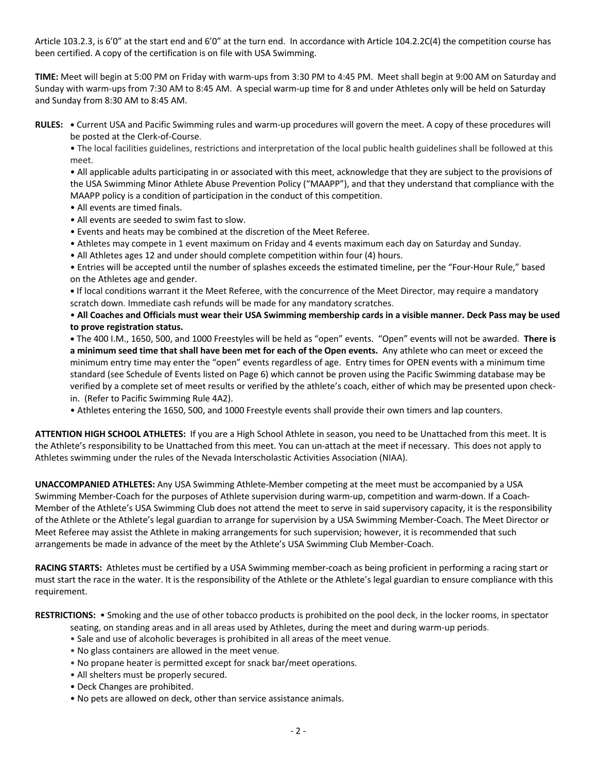Article 103.2.3, is 6'0" at the start end and 6'0" at the turn end. In accordance with Article 104.2.2C(4) the competition course has been certified. A copy of the certification is on file with USA Swimming.

**TIME:** Meet will begin at 5:00 PM on Friday with warm-ups from 3:30 PM to 4:45 PM. Meet shall begin at 9:00 AM on Saturday and Sunday with warm-ups from 7:30 AM to 8:45 AM. A special warm-up time for 8 and under Athletes only will be held on Saturday and Sunday from 8:30 AM to 8:45 AM.

**RULES:**
- Current USA and Pacific Swimming rules and warm-up procedures will govern the meet. A copy of these procedures will be posted at the Clerk-of-Course.
- The local facilities guidelines, restrictions and interpretation of the local public health guidelines shall be followed at this meet.
- All applicable adults participating in or associated with this meet, acknowledge that they are subject to the provisions of the USA Swimming Minor Athlete Abuse Prevention Policy ("MAAPP"), and that they understand that compliance with the MAAPP policy is a condition of participation in the conduct of this competition.
- All events are timed finals.
- All events are seeded to swim fast to slow.
- Events and heats may be combined at the discretion of the Meet Referee.
- Athletes may compete in 1 event maximum on Friday and 4 events maximum each day on Saturday and Sunday.
- All Athletes ages 12 and under should complete competition within four (4) hours.
- Entries will be accepted until the number of splashes exceeds the estimated timeline, per the "Four-Hour Rule," based on the Athletes age and gender.
- If local conditions warrant it the Meet Referee, with the concurrence of the Meet Director, may require a mandatory scratch down. Immediate cash refunds will be made for any mandatory scratches.
- **All Coaches and Officials must wear their USA Swimming membership cards in a visible manner. Deck Pass may be used to prove registration status.**
- The 400 I.M., 1650, 500, and 1000 Freestyles will be held as "open" events. "Open" events will not be awarded. **There is a minimum seed time that shall have been met for each of the Open events.** Any athlete who can meet or exceed the minimum entry time may enter the "open" events regardless of age. Entry times for OPEN events with a minimum time standard (see Schedule of Events listed on Page 6) which cannot be proven using the Pacific Swimming database may be verified by a complete set of meet results or verified by the athlete's coach, either of which may be presented upon check-in. (Refer to Pacific Swimming Rule 4A2).
- Athletes entering the 1650, 500, and 1000 Freestyle events shall provide their own timers and lap counters.

**ATTENTION HIGH SCHOOL ATHLETES:** If you are a High School Athlete in season, you need to be Unattached from this meet. It is the Athlete's responsibility to be Unattached from this meet. You can un-attach at the meet if necessary. This does not apply to Athletes swimming under the rules of the Nevada Interscholastic Activities Association (NIAA).

**UNACCOMPANIED ATHLETES:** Any USA Swimming Athlete-Member competing at the meet must be accompanied by a USA Swimming Member-Coach for the purposes of Athlete supervision during warm-up, competition and warm-down. If a Coach-Member of the Athlete's USA Swimming Club does not attend the meet to serve in said supervisory capacity, it is the responsibility of the Athlete or the Athlete's legal guardian to arrange for supervision by a USA Swimming Member-Coach. The Meet Director or Meet Referee may assist the Athlete in making arrangements for such supervision; however, it is recommended that such arrangements be made in advance of the meet by the Athlete's USA Swimming Club Member-Coach.

**RACING STARTS:** Athletes must be certified by a USA Swimming member-coach as being proficient in performing a racing start or must start the race in the water. It is the responsibility of the Athlete or the Athlete's legal guardian to ensure compliance with this requirement.

**RESTRICTIONS:**
- Smoking and the use of other tobacco products is prohibited on the pool deck, in the locker rooms, in spectator seating, on standing areas and in all areas used by Athletes, during the meet and during warm-up periods.
- Sale and use of alcoholic beverages is prohibited in all areas of the meet venue.
- No glass containers are allowed in the meet venue.
- No propane heater is permitted except for snack bar/meet operations.
- All shelters must be properly secured.
- Deck Changes are prohibited.
- No pets are allowed on deck, other than service assistance animals.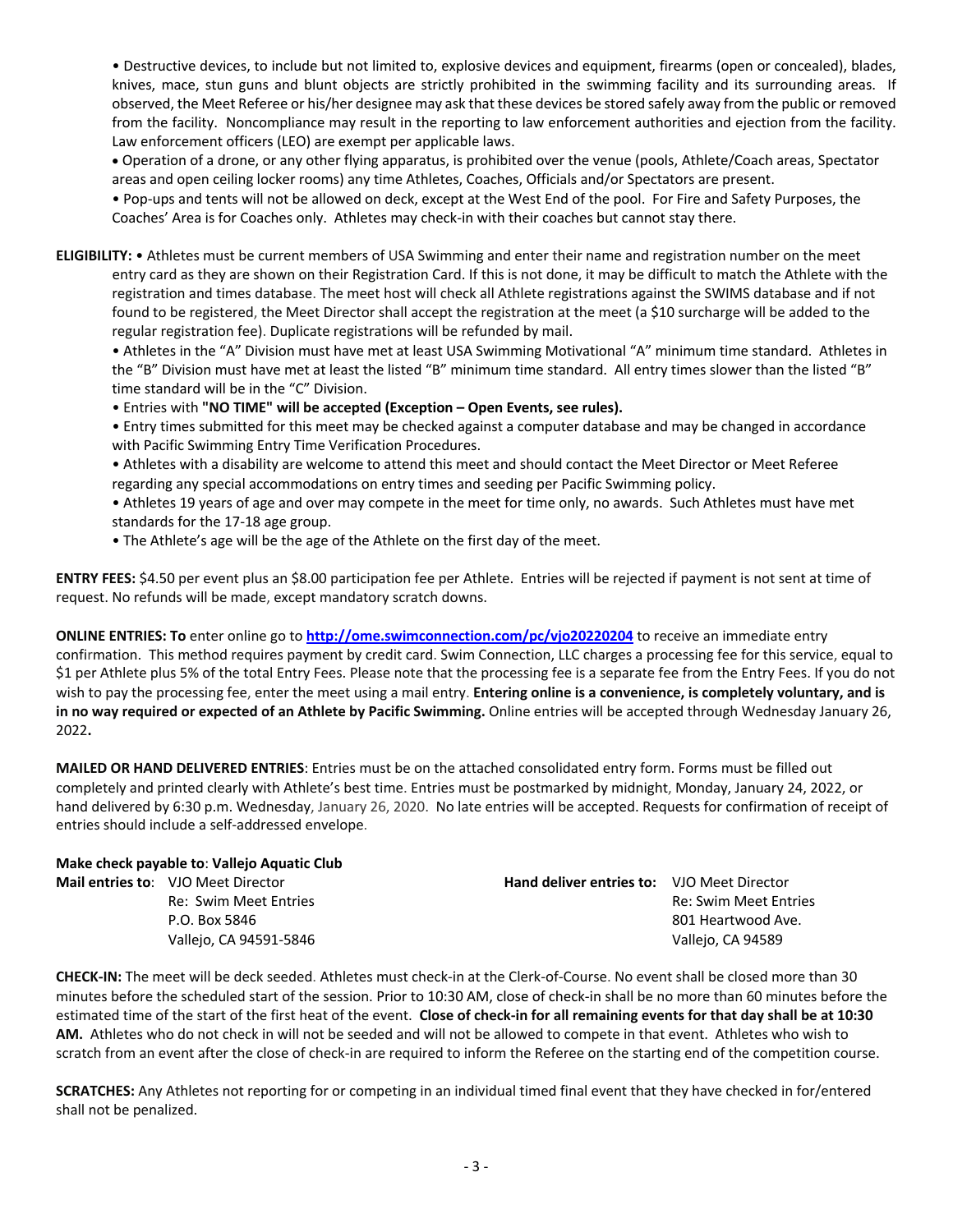• Destructive devices, to include but not limited to, explosive devices and equipment, firearms (open or concealed), blades, knives, mace, stun guns and blunt objects are strictly prohibited in the swimming facility and its surrounding areas. If observed, the Meet Referee or his/her designee may ask that these devices be stored safely away from the public or removed from the facility. Noncompliance may result in the reporting to law enforcement authorities and ejection from the facility. Law enforcement officers (LEO) are exempt per applicable laws.

• Operation of a drone, or any other flying apparatus, is prohibited over the venue (pools, Athlete/Coach areas, Spectator areas and open ceiling locker rooms) any time Athletes, Coaches, Officials and/or Spectators are present.

• Pop-ups and tents will not be allowed on deck, except at the West End of the pool. For Fire and Safety Purposes, the Coaches' Area is for Coaches only. Athletes may check-in with their coaches but cannot stay there.

**ELIGIBILITY:** • Athletes must be current members of USA Swimming and enter their name and registration number on the meet entry card as they are shown on their Registration Card. If this is not done, it may be difficult to match the Athlete with the registration and times database. The meet host will check all Athlete registrations against the SWIMS database and if not found to be registered, the Meet Director shall accept the registration at the meet (a $10 surcharge will be added to the regular registration fee). Duplicate registrations will be refunded by mail.

• Athletes in the "A" Division must have met at least USA Swimming Motivational "A" minimum time standard. Athletes in the "B" Division must have met at least the listed "B" minimum time standard. All entry times slower than the listed "B" time standard will be in the "C" Division.

• Entries with **"NO TIME" will be accepted (Exception – Open Events, see rules).**

• Entry times submitted for this meet may be checked against a computer database and may be changed in accordance with Pacific Swimming Entry Time Verification Procedures.

• Athletes with a disability are welcome to attend this meet and should contact the Meet Director or Meet Referee regarding any special accommodations on entry times and seeding per Pacific Swimming policy.

• Athletes 19 years of age and over may compete in the meet for time only, no awards. Such Athletes must have met standards for the 17-18 age group.

• The Athlete's age will be the age of the Athlete on the first day of the meet.

**ENTRY FEES:** $4.50 per event plus an $8.00 participation fee per Athlete. Entries will be rejected if payment is not sent at time of request. No refunds will be made, except mandatory scratch downs.

**ONLINE ENTRIES: To** enter online go to **http://ome.swimconnection.com/pc/vjo20220204** to receive an immediate entry confirmation. This method requires payment by credit card. Swim Connection, LLC charges a processing fee for this service, equal to $1 per Athlete plus 5% of the total Entry Fees. Please note that the processing fee is a separate fee from the Entry Fees. If you do not wish to pay the processing fee, enter the meet using a mail entry. **Entering online is a convenience, is completely voluntary, and is in no way required or expected of an Athlete by Pacific Swimming.** Online entries will be accepted through Wednesday January 26, 2022**.**

**MAILED OR HAND DELIVERED ENTRIES**: Entries must be on the attached consolidated entry form. Forms must be filled out completely and printed clearly with Athlete's best time. Entries must be postmarked by midnight, Monday, January 24, 2022, or hand delivered by 6:30 p.m. Wednesday, January 26, 2020. No late entries will be accepted. Requests for confirmation of receipt of entries should include a self-addressed envelope.

**Make check payable to**: **Vallejo Aquatic Club**

**Mail entries to**: VJO Meet Director
Re: Swim Meet Entries
P.O. Box 5846
Vallejo, CA 94591-5846

**Hand deliver entries to:** VJO Meet Director
Re: Swim Meet Entries
801 Heartwood Ave.
Vallejo, CA 94589

**CHECK-IN:** The meet will be deck seeded. Athletes must check-in at the Clerk-of-Course. No event shall be closed more than 30 minutes before the scheduled start of the session. Prior to 10:30 AM, close of check-in shall be no more than 60 minutes before the estimated time of the start of the first heat of the event. **Close of check-in for all remaining events for that day shall be at 10:30 AM.** Athletes who do not check in will not be seeded and will not be allowed to compete in that event. Athletes who wish to scratch from an event after the close of check-in are required to inform the Referee on the starting end of the competition course.

**SCRATCHES:** Any Athletes not reporting for or competing in an individual timed final event that they have checked in for/entered shall not be penalized.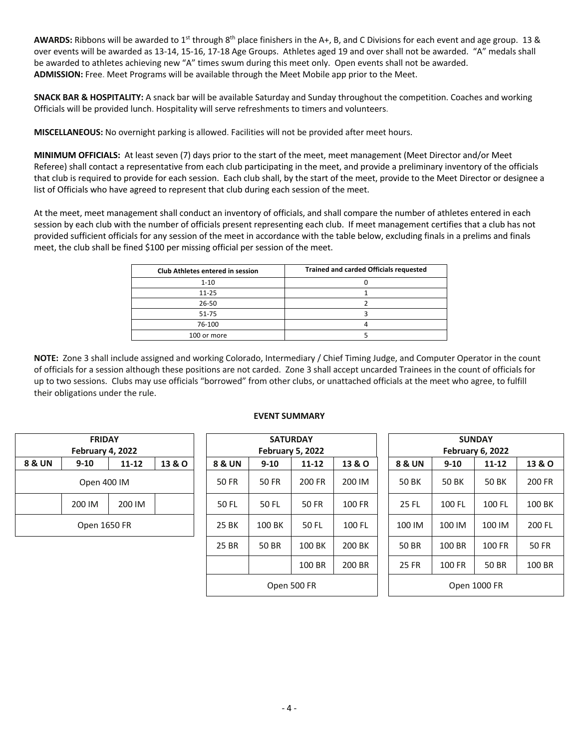**AWARDS:** Ribbons will be awarded to 1st through 8th place finishers in the A+, B, and C Divisions for each event and age group. 13 & over events will be awarded as 13-14, 15-16, 17-18 Age Groups. Athletes aged 19 and over shall not be awarded. "A" medals shall be awarded to athletes achieving new "A" times swum during this meet only. Open events shall not be awarded.

**ADMISSION:** Free. Meet Programs will be available through the Meet Mobile app prior to the Meet.

**SNACK BAR & HOSPITALITY:** A snack bar will be available Saturday and Sunday throughout the competition. Coaches and working Officials will be provided lunch. Hospitality will serve refreshments to timers and volunteers.

**MISCELLANEOUS:** No overnight parking is allowed. Facilities will not be provided after meet hours.

**MINIMUM OFFICIALS:** At least seven (7) days prior to the start of the meet, meet management (Meet Director and/or Meet Referee) shall contact a representative from each club participating in the meet, and provide a preliminary inventory of the officials that club is required to provide for each session. Each club shall, by the start of the meet, provide to the Meet Director or designee a list of Officials who have agreed to represent that club during each session of the meet.

At the meet, meet management shall conduct an inventory of officials, and shall compare the number of athletes entered in each session by each club with the number of officials present representing each club. If meet management certifies that a club has not provided sufficient officials for any session of the meet in accordance with the table below, excluding finals in a prelims and finals meet, the club shall be fined $100 per missing official per session of the meet.

| Club Athletes entered in session | Trained and carded Officials requested |
|---|---|
| 1-10 | 0 |
| 11-25 | 1 |
| 26-50 | 2 |
| 51-75 | 3 |
| 76-100 | 4 |
| 100 or more | 5 |

**NOTE:** Zone 3 shall include assigned and working Colorado, Intermediary / Chief Timing Judge, and Computer Operator in the count of officials for a session although these positions are not carded. Zone 3 shall accept uncarded Trainees in the count of officials for up to two sessions. Clubs may use officials "borrowed" from other clubs, or unattached officials at the meet who agree, to fulfill their obligations under the rule.

**EVENT SUMMARY**

| FRIDAY February 4, 2022 | | | |
|---|---|---|---|
| **8 & UN** | **9-10** | **11-12** | **13 & O** |
| Open 400 IM | | | |
| | 200 IM | 200 IM | |
| Open 1650 FR | | | |

| SATURDAY February 5, 2022 | | | |
|---|---|---|---|
| **8 & UN** | **9-10** | **11-12** | **13 & O** |
| 50 FR | 50 FR | 200 FR | 200 IM |
| 50 FL | 50 FL | 50 FR | 100 FR |
| 25 BK | 100 BK | 50 FL | 100 FL |
| 25 BR | 50 BR | 100 BK | 200 BK |
| | | 100 BR | 200 BR |
| Open 500 FR | | | |

| SUNDAY February 6, 2022 | | | |
|---|---|---|---|
| **8 & UN** | **9-10** | **11-12** | **13 & O** |
| 50 BK | 50 BK | 50 BK | 200 FR |
| 25 FL | 100 FL | 100 FL | 100 BK |
| 100 IM | 100 IM | 100 IM | 200 FL |
| 50 BR | 100 BR | 100 FR | 50 FR |
| 25 FR | 100 FR | 50 BR | 100 BR |
| Open 1000 FR | | | |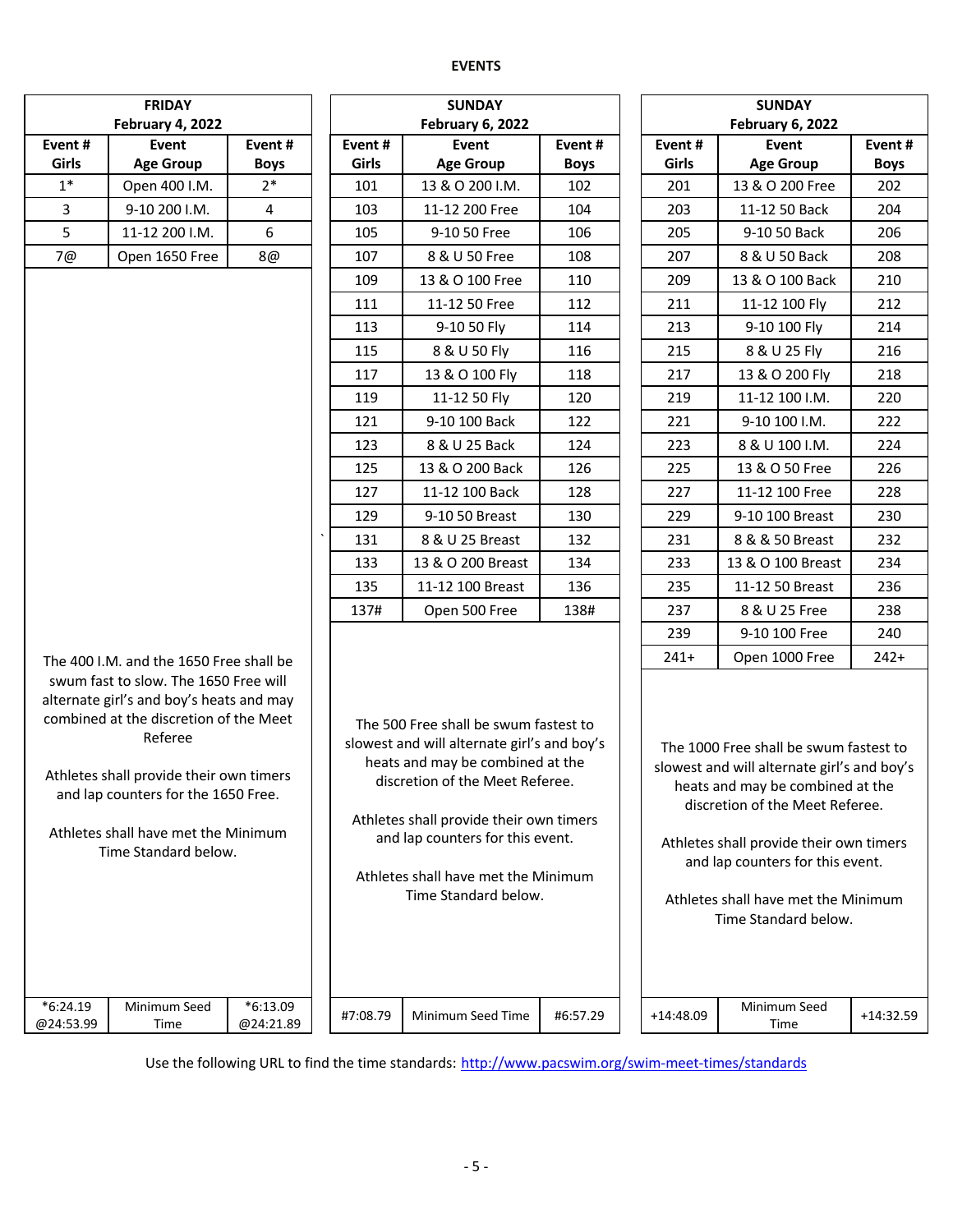## EVENTS

| FRIDAY February 4, 2022 | | |
|---|---|---|
| **Event # Girls** | **Event Age Group** | **Event # Boys** |
| 1* | Open 400 I.M. | 2* |
| 3 | 9-10 200 I.M. | 4 |
| 5 | 11-12 200 I.M. | 6 |
| 7@ | Open 1650 Free | 8@ |
| *6:24.19 @24:53.99 | Minimum Seed Time | *6:13.09 @24:21.89 |

The 400 I.M. and the 1650 Free shall be swum fast to slow. The 1650 Free will alternate girl's and boy's heats and may combined at the discretion of the Meet Referee

Athletes shall provide their own timers and lap counters for the 1650 Free.

Athletes shall have met the Minimum Time Standard below.

| SUNDAY February 6, 2022 | | |
|---|---|---|
| **Event # Girls** | **Event Age Group** | **Event # Boys** |
| 101 | 13 & O 200 I.M. | 102 |
| 103 | 11-12 200 Free | 104 |
| 105 | 9-10 50 Free | 106 |
| 107 | 8 & U 50 Free | 108 |
| 109 | 13 & O 100 Free | 110 |
| 111 | 11-12 50 Free | 112 |
| 113 | 9-10 50 Fly | 114 |
| 115 | 8 & U 50 Fly | 116 |
| 117 | 13 & O 100 Fly | 118 |
| 119 | 11-12 50 Fly | 120 |
| 121 | 9-10 100 Back | 122 |
| 123 | 8 & U 25 Back | 124 |
| 125 | 13 & O 200 Back | 126 |
| 127 | 11-12 100 Back | 128 |
| 129 | 9-10 50 Breast | 130 |
| 131 | 8 & U 25 Breast | 132 |
| 133 | 13 & O 200 Breast | 134 |
| 135 | 11-12 100 Breast | 136 |
| 137# | Open 500 Free | 138# |
| #7:08.79 | Minimum Seed Time | #6:57.29 |

The 500 Free shall be swum fastest to slowest and will alternate girl's and boy's heats and may be combined at the discretion of the Meet Referee.

Athletes shall provide their own timers and lap counters for this event.

Athletes shall have met the Minimum Time Standard below.

| SUNDAY February 6, 2022 | | |
|---|---|---|
| **Event # Girls** | **Event Age Group** | **Event # Boys** |
| 201 | 13 & O 200 Free | 202 |
| 203 | 11-12 50 Back | 204 |
| 205 | 9-10 50 Back | 206 |
| 207 | 8 & U 50 Back | 208 |
| 209 | 13 & O 100 Back | 210 |
| 211 | 11-12 100 Fly | 212 |
| 213 | 9-10 100 Fly | 214 |
| 215 | 8 & U 25 Fly | 216 |
| 217 | 13 & O 200 Fly | 218 |
| 219 | 11-12 100 I.M. | 220 |
| 221 | 9-10 100 I.M. | 222 |
| 223 | 8 & U 100 I.M. | 224 |
| 225 | 13 & O 50 Free | 226 |
| 227 | 11-12 100 Free | 228 |
| 229 | 9-10 100 Breast | 230 |
| 231 | 8 & & 50 Breast | 232 |
| 233 | 13 & O 100 Breast | 234 |
| 235 | 11-12 50 Breast | 236 |
| 237 | 8 & U 25 Free | 238 |
| 239 | 9-10 100 Free | 240 |
| 241+ | Open 1000 Free | 242+ |
| +14:48.09 | Minimum Seed Time | +14:32.59 |

The 1000 Free shall be swum fastest to slowest and will alternate girl's and boy's heats and may be combined at the discretion of the Meet Referee.

Athletes shall provide their own timers and lap counters for this event.

Athletes shall have met the Minimum Time Standard below.

Use the following URL to find the time standards: http://www.pacswim.org/swim-meet-times/standards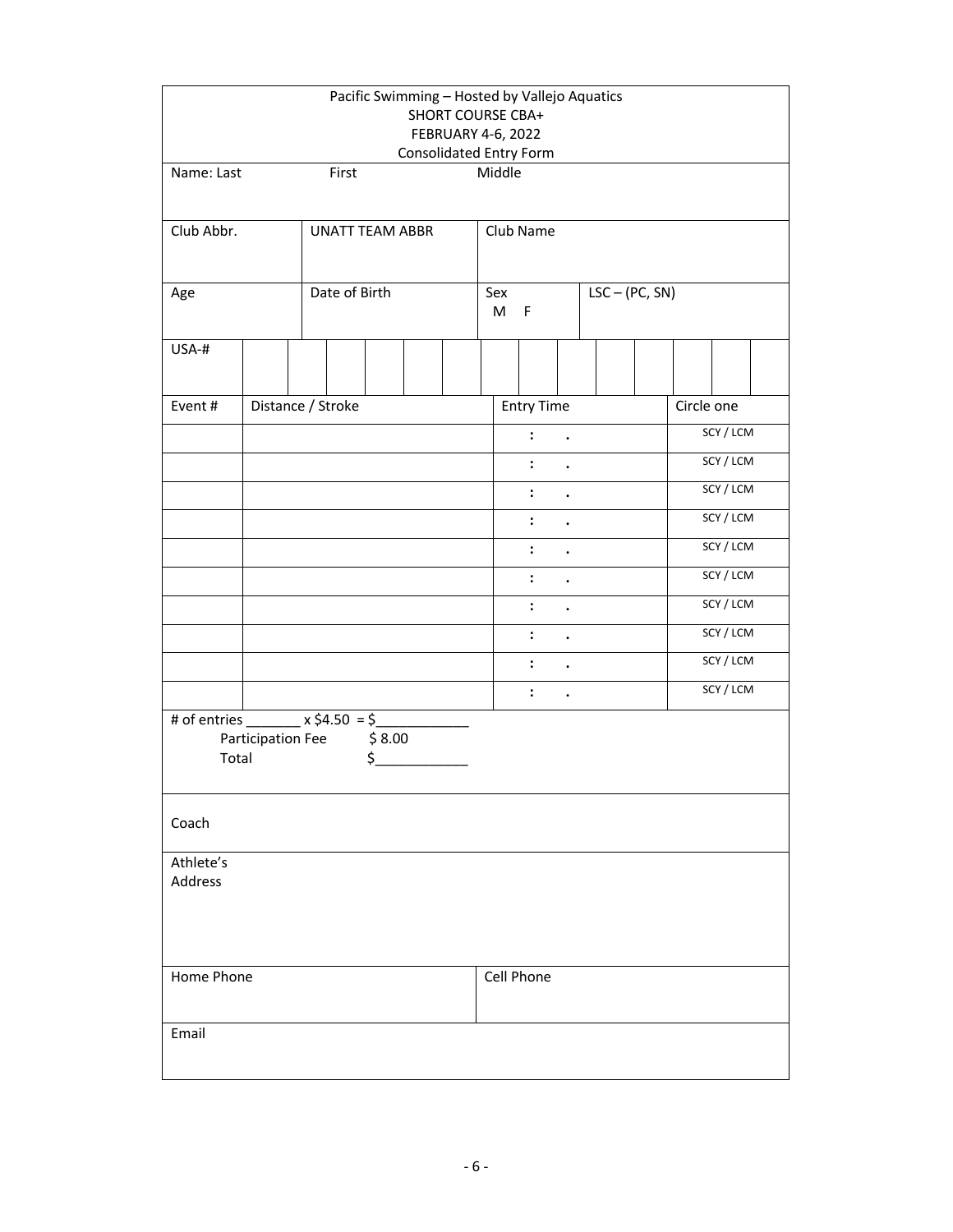Pacific Swimming – Hosted by Vallejo Aquatics
SHORT COURSE CBA+
FEBRUARY 4-6, 2022
Consolidated Entry Form

| Name: Last | First | Middle |
|---|---|---|
| | | |

| Club Abbr. | UNATT TEAM ABBR | Club Name |
|---|---|---|
| | | |

| Age | Date of Birth | Sex M F | LSC – (PC, SN) |
|---|---|---|---|
| | | | |

| USA-# | | | | | | | | | | | | | | |
|---|---|---|---|---|---|---|---|---|---|---|---|---|---|---|

| Event # | Distance / Stroke | Entry Time | Circle one |
|---|---|---|---|
| | | : . | SCY / LCM |
| | | : . | SCY / LCM |
| | | : . | SCY / LCM |
| | | : . | SCY / LCM |
| | | : . | SCY / LCM |
| | | : . | SCY / LCM |
| | | : . | SCY / LCM |
| | | : . | SCY / LCM |
| | | : . | SCY / LCM |
| | | : . | SCY / LCM |

# of entries _______ x $4.50 = $____________
Participation Fee $ 8.00
Total $____________

Coach

Athlete's Address

| Home Phone | Cell Phone |
|---|---|
| | |

Email